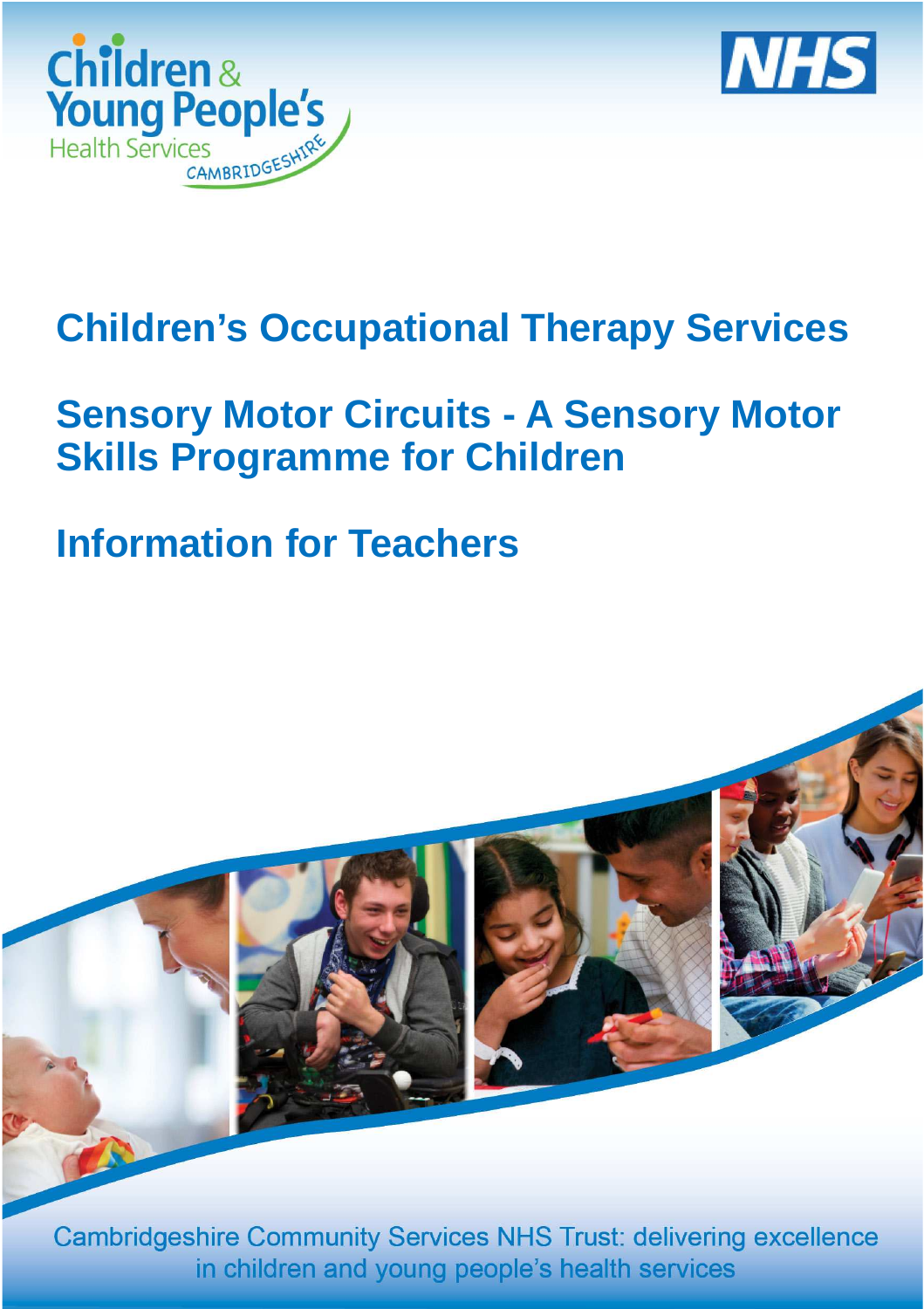Children & Young People's Health Services CAMBRIDGESHIRE

NHS

# Children's Occupational Therapy Services

# Sensory Motor Circuits - A Sensory Motor Skills Programme for Children

# Information for Teachers

Cambridgeshire Community Services NHS Trust: delivering excellence in children and young people's health services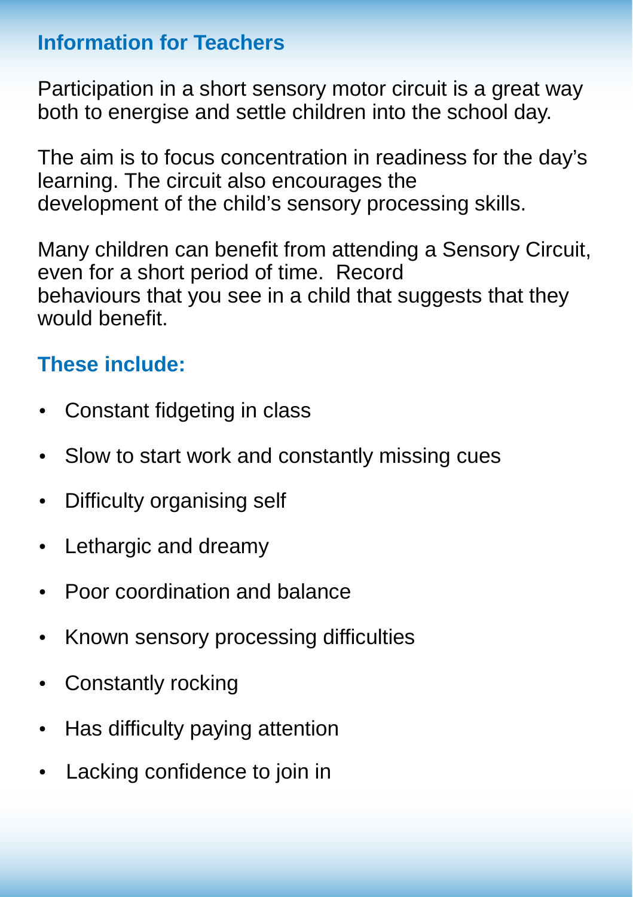## Information for Teachers

Participation in a short sensory motor circuit is a great way both to energise and settle children into the school day.

The aim is to focus concentration in readiness for the day's learning. The circuit also encourages the development of the child's sensory processing skills.

Many children can benefit from attending a Sensory Circuit, even for a short period of time. Record behaviours that you see in a child that suggests that they would benefit.

### These include:

- Constant fidgeting in class
- Slow to start work and constantly missing cues
- Difficulty organising self
- Lethargic and dreamy
- Poor coordination and balance
- Known sensory processing difficulties
- Constantly rocking
- Has difficulty paying attention
- Lacking confidence to join in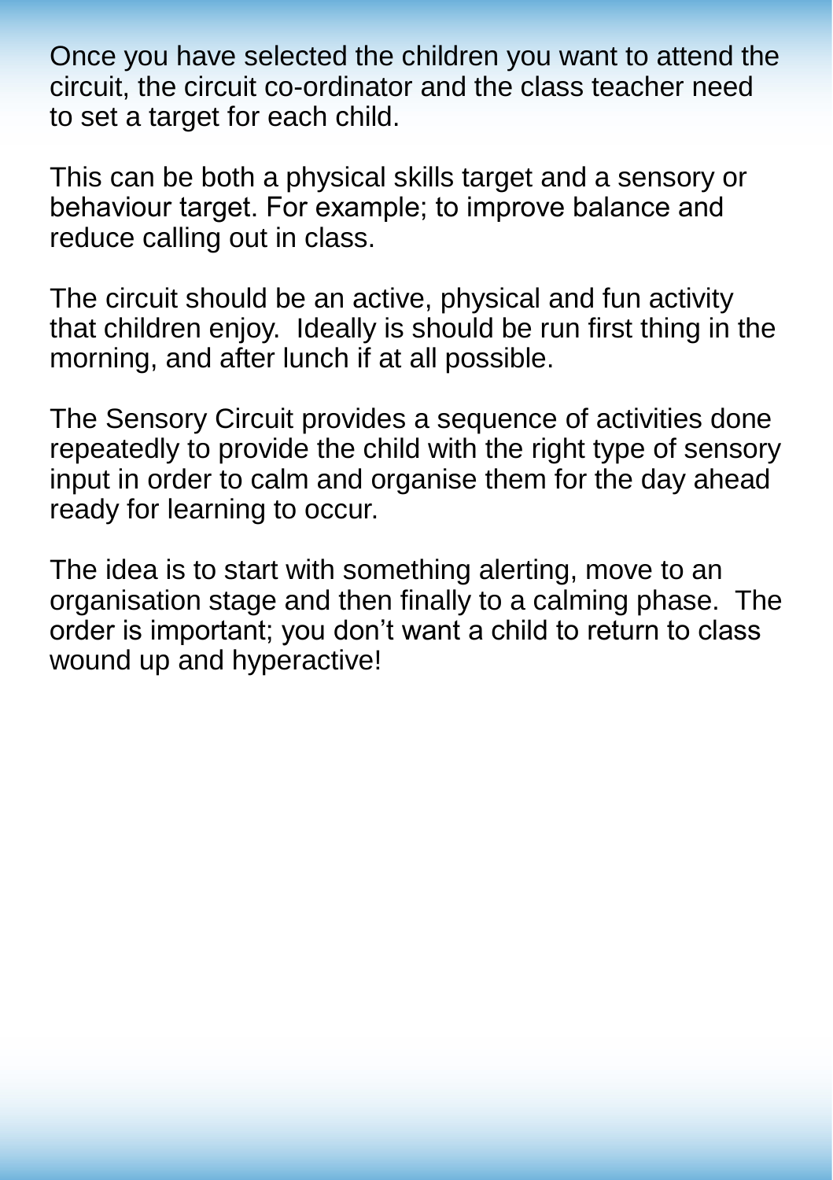Once you have selected the children you want to attend the circuit, the circuit co-ordinator and the class teacher need to set a target for each child.

This can be both a physical skills target and a sensory or behaviour target. For example; to improve balance and reduce calling out in class.

The circuit should be an active, physical and fun activity that children enjoy. Ideally is should be run first thing in the morning, and after lunch if at all possible.

The Sensory Circuit provides a sequence of activities done repeatedly to provide the child with the right type of sensory input in order to calm and organise them for the day ahead ready for learning to occur.

The idea is to start with something alerting, move to an organisation stage and then finally to a calming phase. The order is important; you don't want a child to return to class wound up and hyperactive!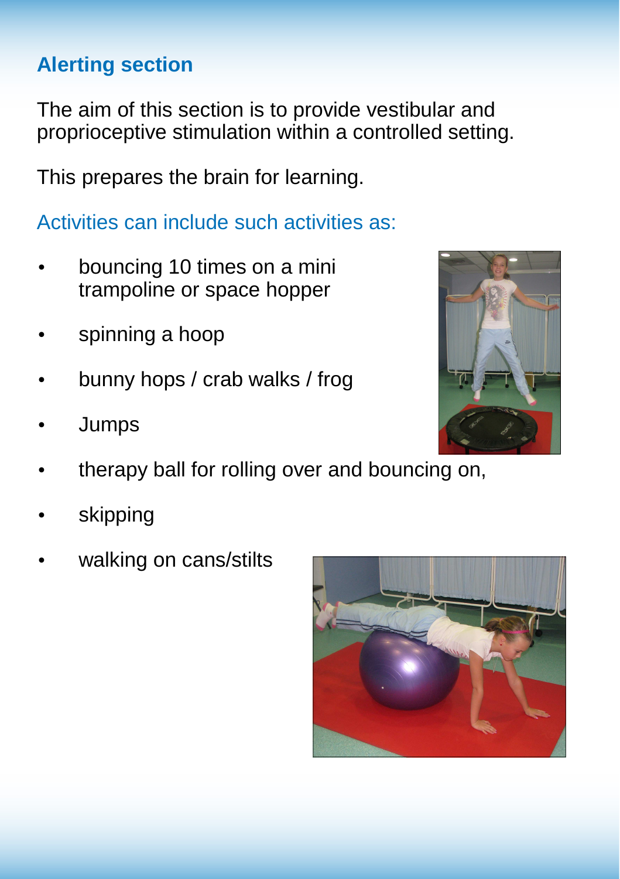## Alerting section

The aim of this section is to provide vestibular and proprioceptive stimulation within a controlled setting.

This prepares the brain for learning.

### Activities can include such activities as:

- bouncing 10 times on a mini trampoline or space hopper
- spinning a hoop
- bunny hops / crab walks / frog
- Jumps
- therapy ball for rolling over and bouncing on,
- skipping
- walking on cans/stilts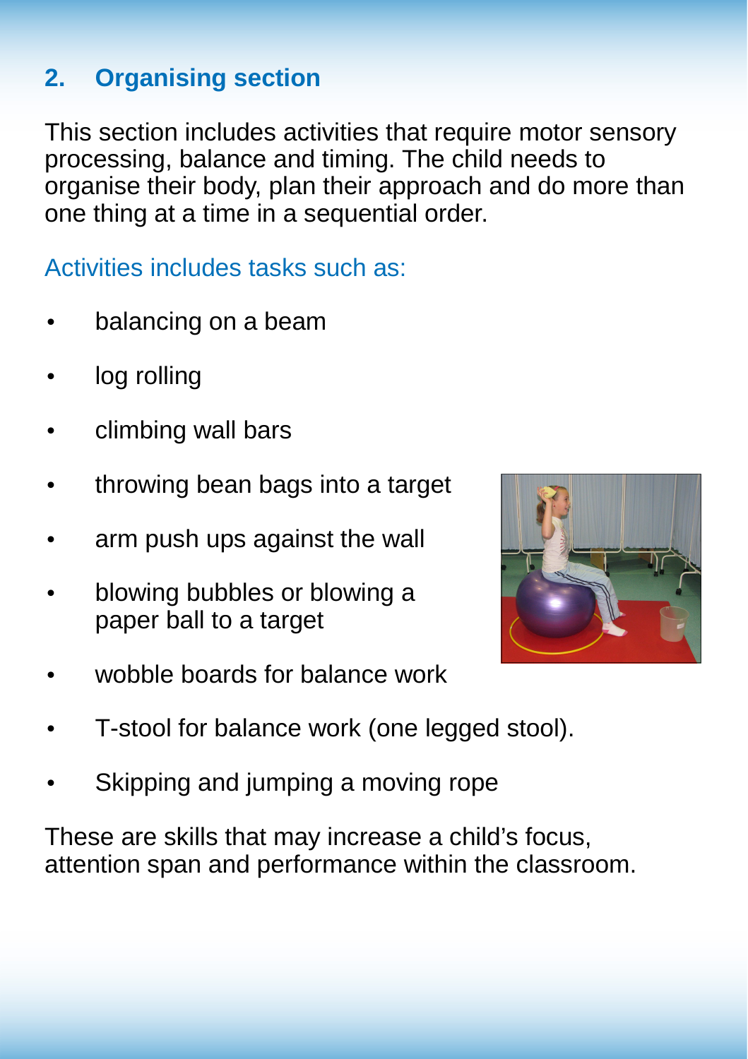## 2. Organising section

This section includes activities that require motor sensory processing, balance and timing. The child needs to organise their body, plan their approach and do more than one thing at a time in a sequential order.

Activities includes tasks such as:

- balancing on a beam
- log rolling
- climbing wall bars
- throwing bean bags into a target
- arm push ups against the wall
- blowing bubbles or blowing a paper ball to a target
- wobble boards for balance work
- T-stool for balance work (one legged stool).
- Skipping and jumping a moving rope

These are skills that may increase a child's focus, attention span and performance within the classroom.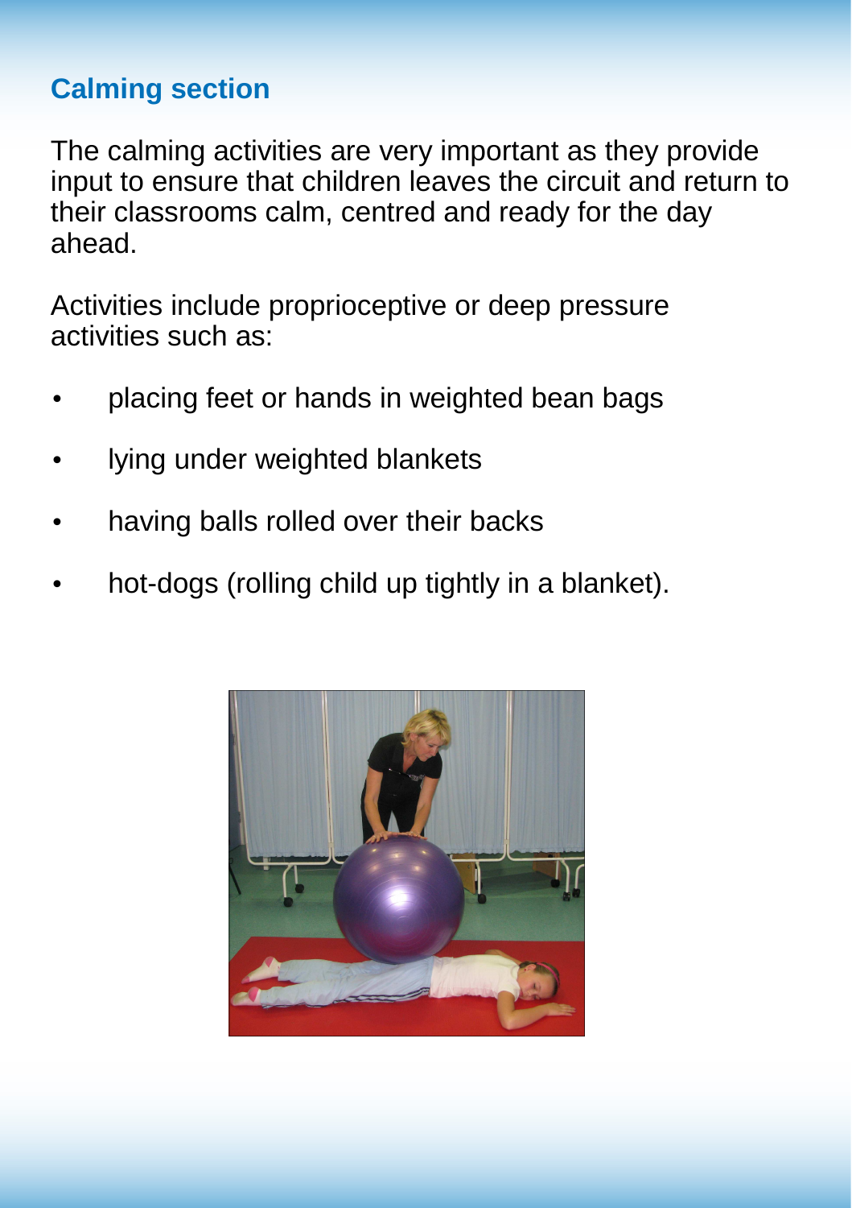## Calming section

The calming activities are very important as they provide input to ensure that children leaves the circuit and return to their classrooms calm, centred and ready for the day ahead.

Activities include proprioceptive or deep pressure activities such as:

- placing feet or hands in weighted bean bags
- lying under weighted blankets
- having balls rolled over their backs
- hot-dogs (rolling child up tightly in a blanket).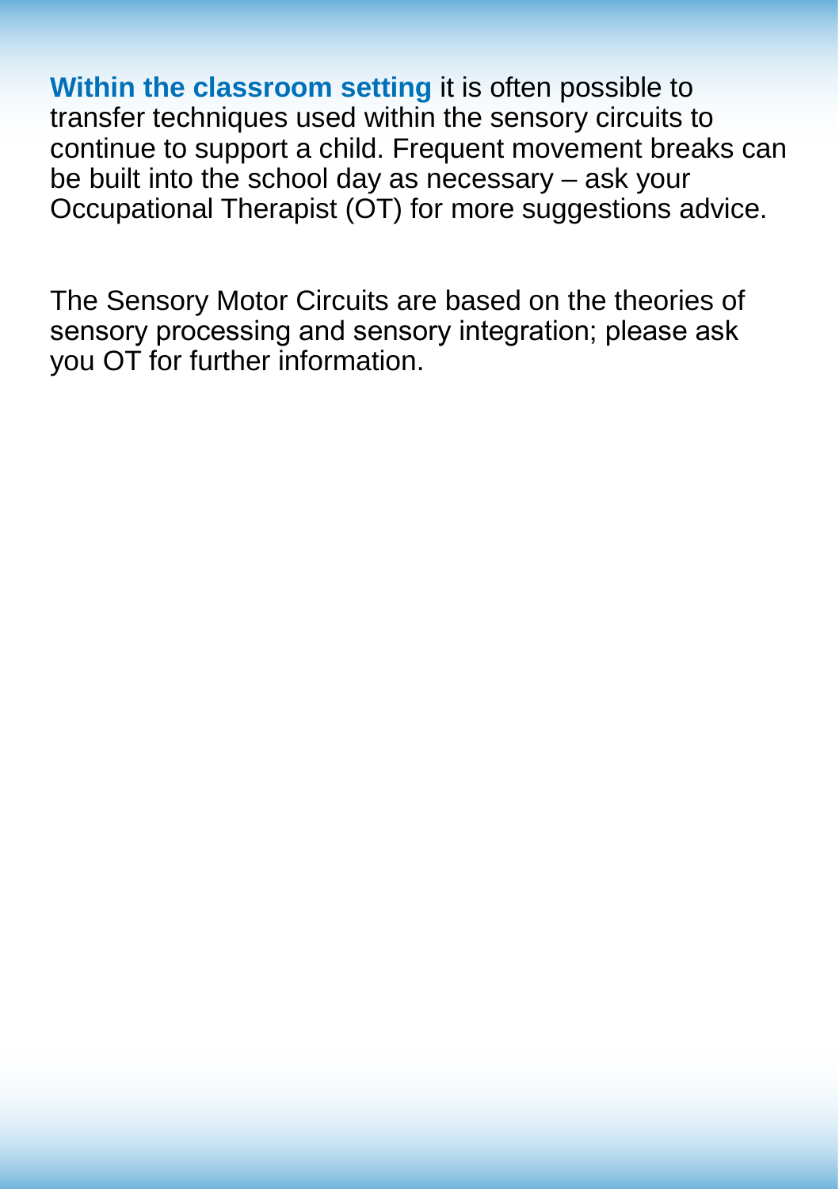**Within the classroom setting** it is often possible to transfer techniques used within the sensory circuits to continue to support a child. Frequent movement breaks can be built into the school day as necessary – ask your Occupational Therapist (OT) for more suggestions advice.

The Sensory Motor Circuits are based on the theories of sensory processing and sensory integration; please ask you OT for further information.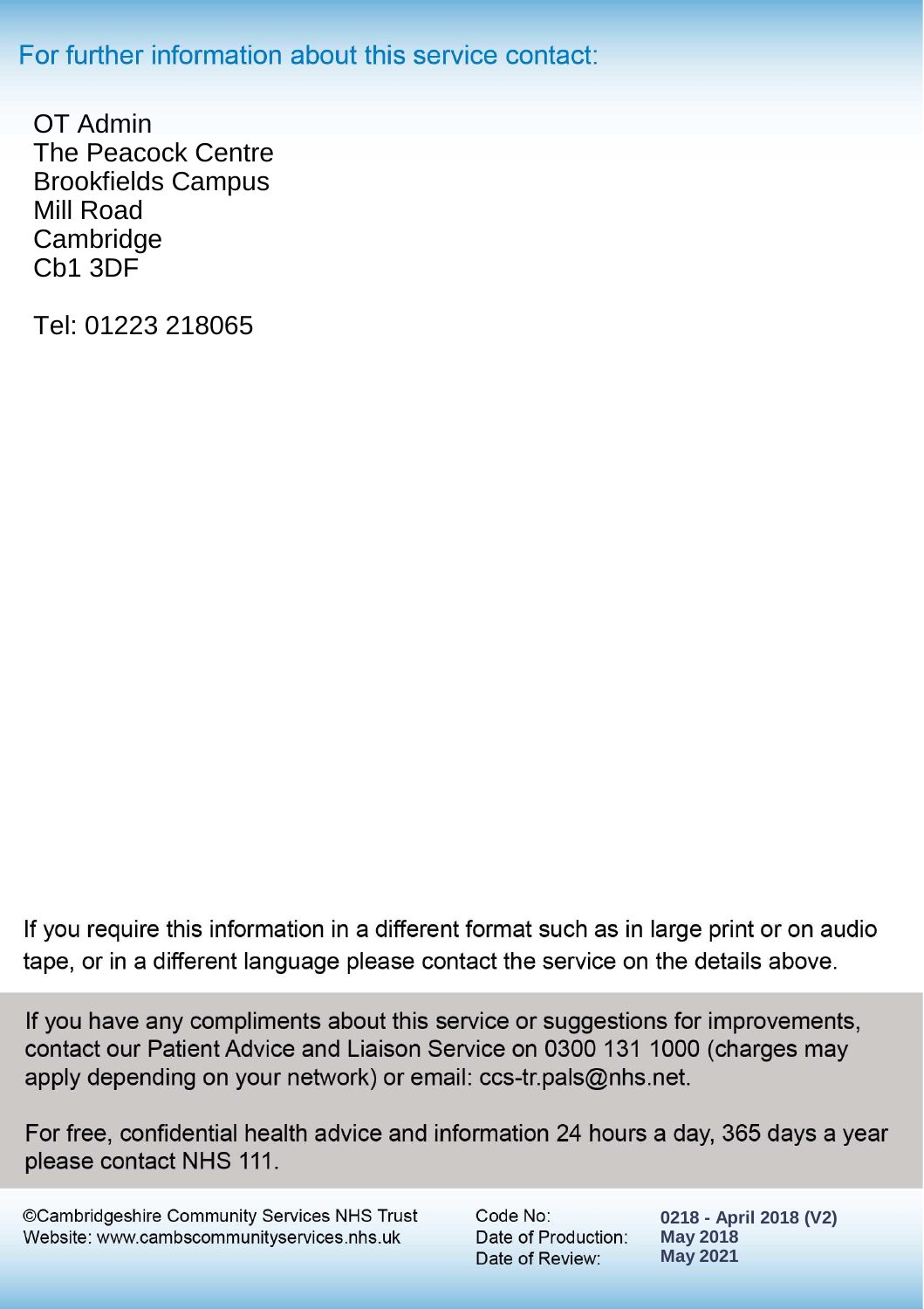For further information about this service contact:

OT Admin
The Peacock Centre
Brookfields Campus
Mill Road
Cambridge
Cb1 3DF

Tel: 01223 218065

If you require this information in a different format such as in large print or on audio tape, or in a different language please contact the service on the details above.

If you have any compliments about this service or suggestions for improvements, contact our Patient Advice and Liaison Service on 0300 131 1000 (charges may apply depending on your network) or email: ccs-tr.pals@nhs.net.

For free, confidential health advice and information 24 hours a day, 365 days a year please contact NHS 111.

©Cambridgeshire Community Services NHS Trust
Website: www.cambscommunityservices.nhs.uk

| | |
|---|---|
| Code No: | **0218 - April 2018 (V2)** |
| Date of Production: | **May 2018** |
| Date of Review: | **May 2021** |